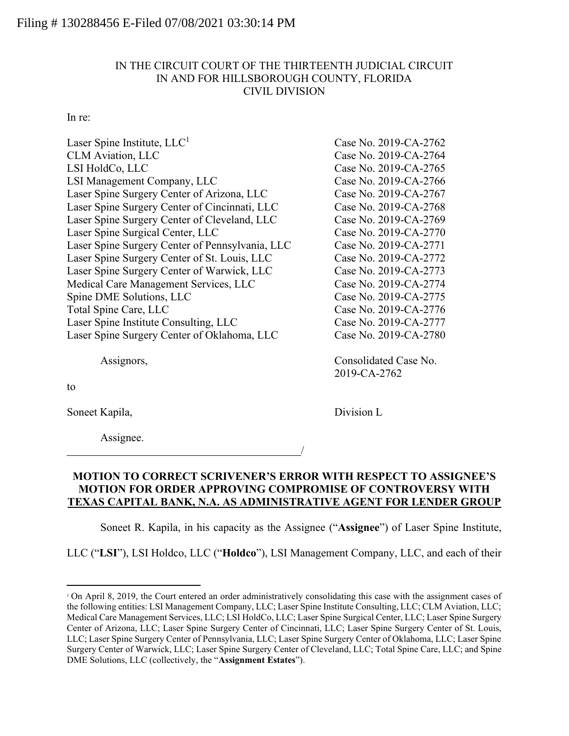Filing # 130288456 E-Filed 07/08/2021 03:30:14 PM

IN THE CIRCUIT COURT OF THE THIRTEENTH JUDICIAL CIRCUIT
IN AND FOR HILLSBOROUGH COUNTY, FLORIDA
CIVIL DIVISION

In re:

| | |
|---|---|
| Laser Spine Institute, LLC[1] | Case No. 2019-CA-2762 |
| CLM Aviation, LLC | Case No. 2019-CA-2764 |
| LSI HoldCo, LLC | Case No. 2019-CA-2765 |
| LSI Management Company, LLC | Case No. 2019-CA-2766 |
| Laser Spine Surgery Center of Arizona, LLC | Case No. 2019-CA-2767 |
| Laser Spine Surgery Center of Cincinnati, LLC | Case No. 2019-CA-2768 |
| Laser Spine Surgery Center of Cleveland, LLC | Case No. 2019-CA-2769 |
| Laser Spine Surgical Center, LLC | Case No. 2019-CA-2770 |
| Laser Spine Surgery Center of Pennsylvania, LLC | Case No. 2019-CA-2771 |
| Laser Spine Surgery Center of St. Louis, LLC | Case No. 2019-CA-2772 |
| Laser Spine Surgery Center of Warwick, LLC | Case No. 2019-CA-2773 |
| Medical Care Management Services, LLC | Case No. 2019-CA-2774 |
| Spine DME Solutions, LLC | Case No. 2019-CA-2775 |
| Total Spine Care, LLC | Case No. 2019-CA-2776 |
| Laser Spine Institute Consulting, LLC | Case No. 2019-CA-2777 |
| Laser Spine Surgery Center of Oklahoma, LLC | Case No. 2019-CA-2780 |

Assignors,

Consolidated Case No. 2019-CA-2762

to

Soneet Kapila,

Division L

Assignee.

_______________________________________/

**MOTION TO CORRECT SCRIVENER'S ERROR WITH RESPECT TO ASSIGNEE'S MOTION FOR ORDER APPROVING COMPROMISE OF CONTROVERSY WITH TEXAS CAPITAL BANK, N.A. AS ADMINISTRATIVE AGENT FOR LENDER GROUP**

Soneet R. Kapila, in his capacity as the Assignee ("**Assignee**") of Laser Spine Institute, LLC ("**LSI**"), LSI Holdco, LLC ("**Holdco**"), LSI Management Company, LLC, and each of their

[1] On April 8, 2019, the Court entered an order administratively consolidating this case with the assignment cases of the following entities: LSI Management Company, LLC; Laser Spine Institute Consulting, LLC; CLM Aviation, LLC; Medical Care Management Services, LLC; LSI HoldCo, LLC; Laser Spine Surgical Center, LLC; Laser Spine Surgery Center of Arizona, LLC; Laser Spine Surgery Center of Cincinnati, LLC; Laser Spine Surgery Center of St. Louis, LLC; Laser Spine Surgery Center of Pennsylvania, LLC; Laser Spine Surgery Center of Oklahoma, LLC; Laser Spine Surgery Center of Warwick, LLC; Laser Spine Surgery Center of Cleveland, LLC; Total Spine Care, LLC; and Spine DME Solutions, LLC (collectively, the "**Assignment Estates**").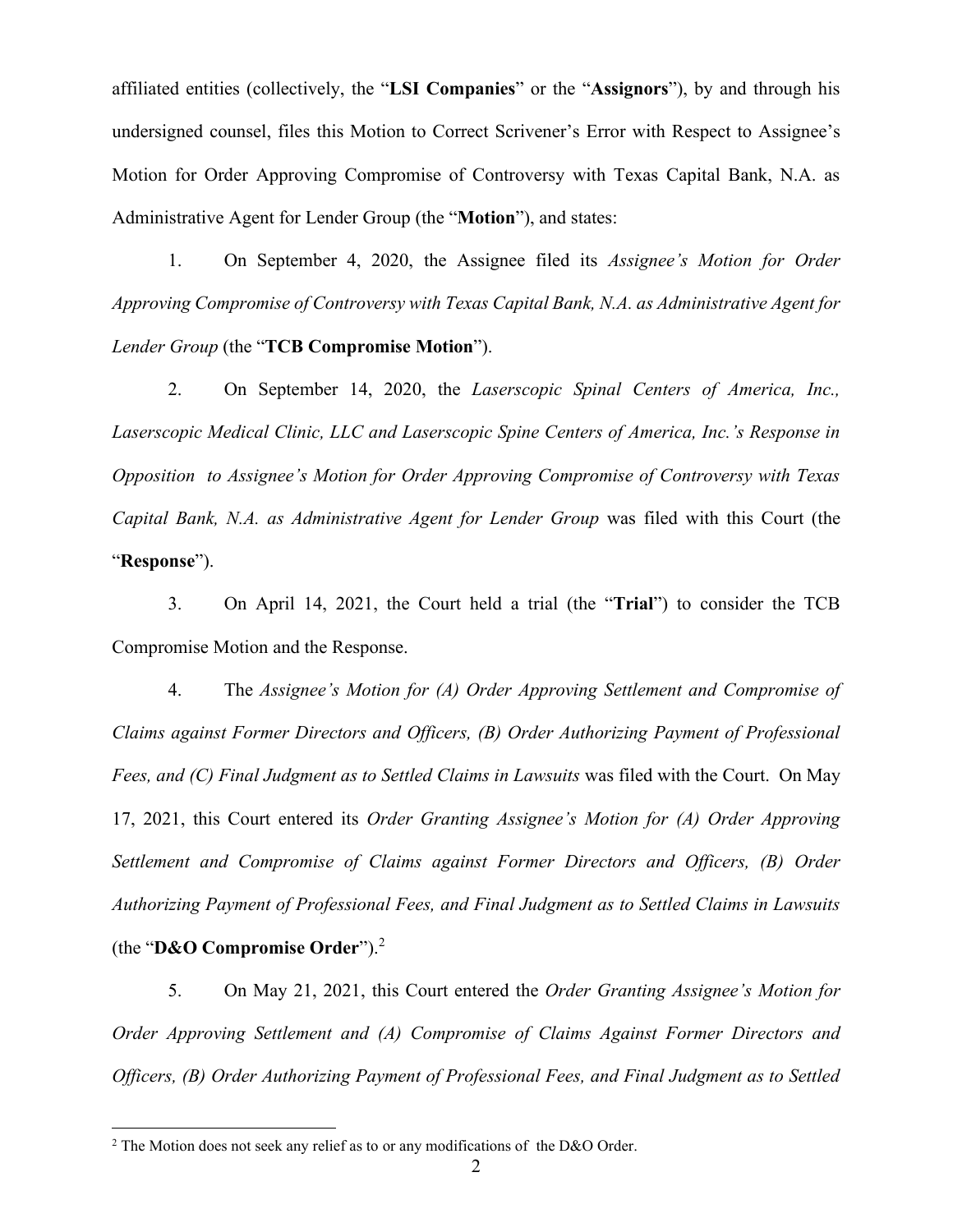affiliated entities (collectively, the "**LSI Companies**" or the "**Assignors**"), by and through his undersigned counsel, files this Motion to Correct Scrivener's Error with Respect to Assignee's Motion for Order Approving Compromise of Controversy with Texas Capital Bank, N.A. as Administrative Agent for Lender Group (the "**Motion**"), and states:

1. On September 4, 2020, the Assignee filed its *Assignee's Motion for Order Approving Compromise of Controversy with Texas Capital Bank, N.A. as Administrative Agent for Lender Group* (the "**TCB Compromise Motion**").

2. On September 14, 2020, the *Laserscopic Spinal Centers of America, Inc., Laserscopic Medical Clinic, LLC and Laserscopic Spine Centers of America, Inc.'s Response in Opposition to Assignee's Motion for Order Approving Compromise of Controversy with Texas Capital Bank, N.A. as Administrative Agent for Lender Group* was filed with this Court (the "**Response**").

3. On April 14, 2021, the Court held a trial (the "**Trial**") to consider the TCB Compromise Motion and the Response.

4. The *Assignee's Motion for (A) Order Approving Settlement and Compromise of Claims against Former Directors and Officers, (B) Order Authorizing Payment of Professional Fees, and (C) Final Judgment as to Settled Claims in Lawsuits* was filed with the Court. On May 17, 2021, this Court entered its *Order Granting Assignee's Motion for (A) Order Approving Settlement and Compromise of Claims against Former Directors and Officers, (B) Order Authorizing Payment of Professional Fees, and Final Judgment as to Settled Claims in Lawsuits* (the "**D&O Compromise Order**").[2]

5. On May 21, 2021, this Court entered the *Order Granting Assignee's Motion for Order Approving Settlement and (A) Compromise of Claims Against Former Directors and Officers, (B) Order Authorizing Payment of Professional Fees, and Final Judgment as to Settled*

[2] The Motion does not seek any relief as to or any modifications of the D&O Order.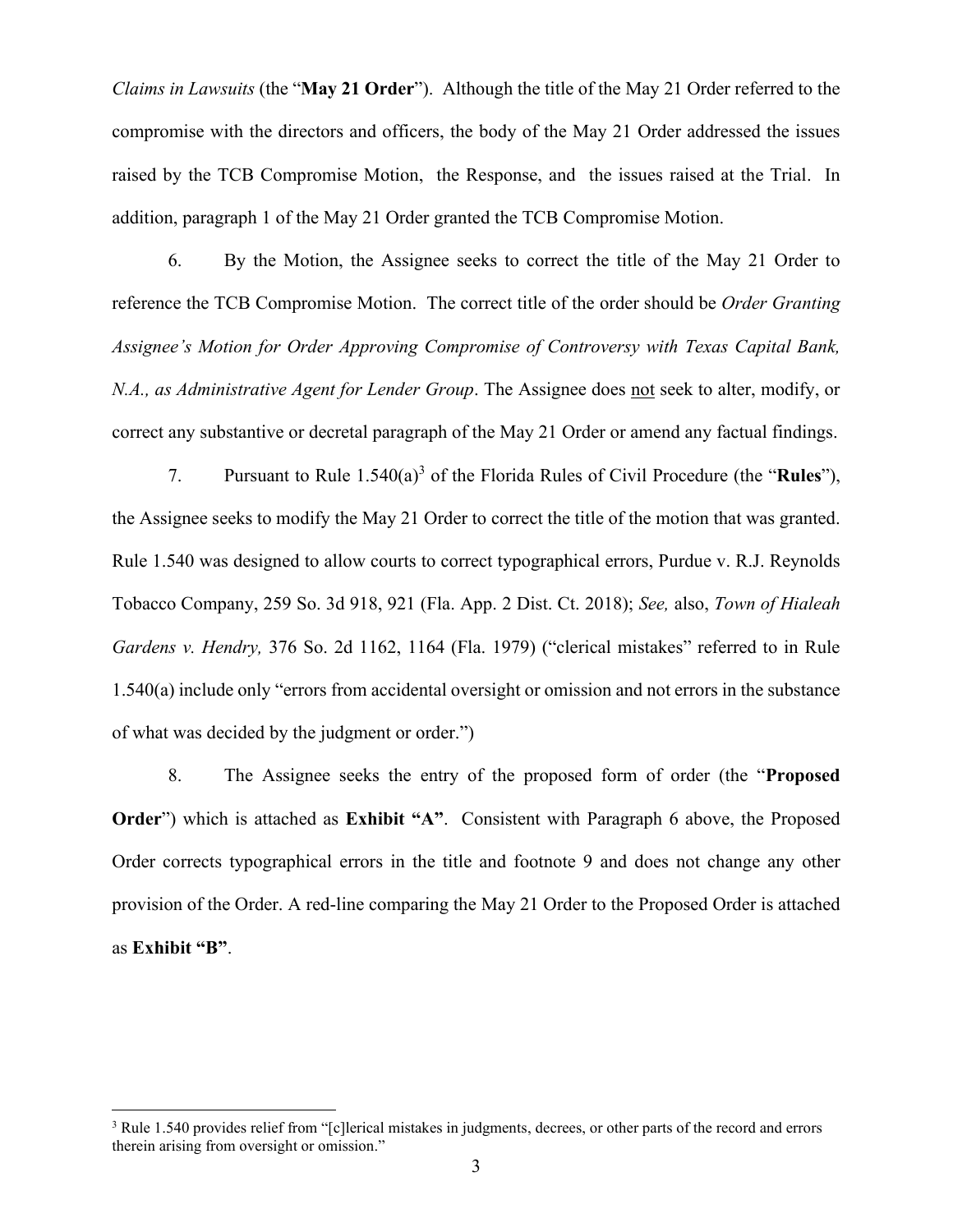*Claims in Lawsuits* (the "**May 21 Order**"). Although the title of the May 21 Order referred to the compromise with the directors and officers, the body of the May 21 Order addressed the issues raised by the TCB Compromise Motion, the Response, and the issues raised at the Trial. In addition, paragraph 1 of the May 21 Order granted the TCB Compromise Motion.

6. By the Motion, the Assignee seeks to correct the title of the May 21 Order to reference the TCB Compromise Motion. The correct title of the order should be *Order Granting Assignee's Motion for Order Approving Compromise of Controversy with Texas Capital Bank, N.A., as Administrative Agent for Lender Group*. The Assignee does <u>not</u> seek to alter, modify, or correct any substantive or decretal paragraph of the May 21 Order or amend any factual findings.

7. Pursuant to Rule 1.540(a)[3] of the Florida Rules of Civil Procedure (the "**Rules**"), the Assignee seeks to modify the May 21 Order to correct the title of the motion that was granted. Rule 1.540 was designed to allow courts to correct typographical errors, Purdue v. R.J. Reynolds Tobacco Company, 259 So. 3d 918, 921 (Fla. App. 2 Dist. Ct. 2018); *See,* also, *Town of Hialeah Gardens v. Hendry,* 376 So. 2d 1162, 1164 (Fla. 1979) ("clerical mistakes" referred to in Rule 1.540(a) include only "errors from accidental oversight or omission and not errors in the substance of what was decided by the judgment or order.")

8. The Assignee seeks the entry of the proposed form of order (the "**Proposed Order**") which is attached as **Exhibit "A"**. Consistent with Paragraph 6 above, the Proposed Order corrects typographical errors in the title and footnote 9 and does not change any other provision of the Order. A red-line comparing the May 21 Order to the Proposed Order is attached as **Exhibit "B"**.

[3] Rule 1.540 provides relief from "[c]lerical mistakes in judgments, decrees, or other parts of the record and errors therein arising from oversight or omission."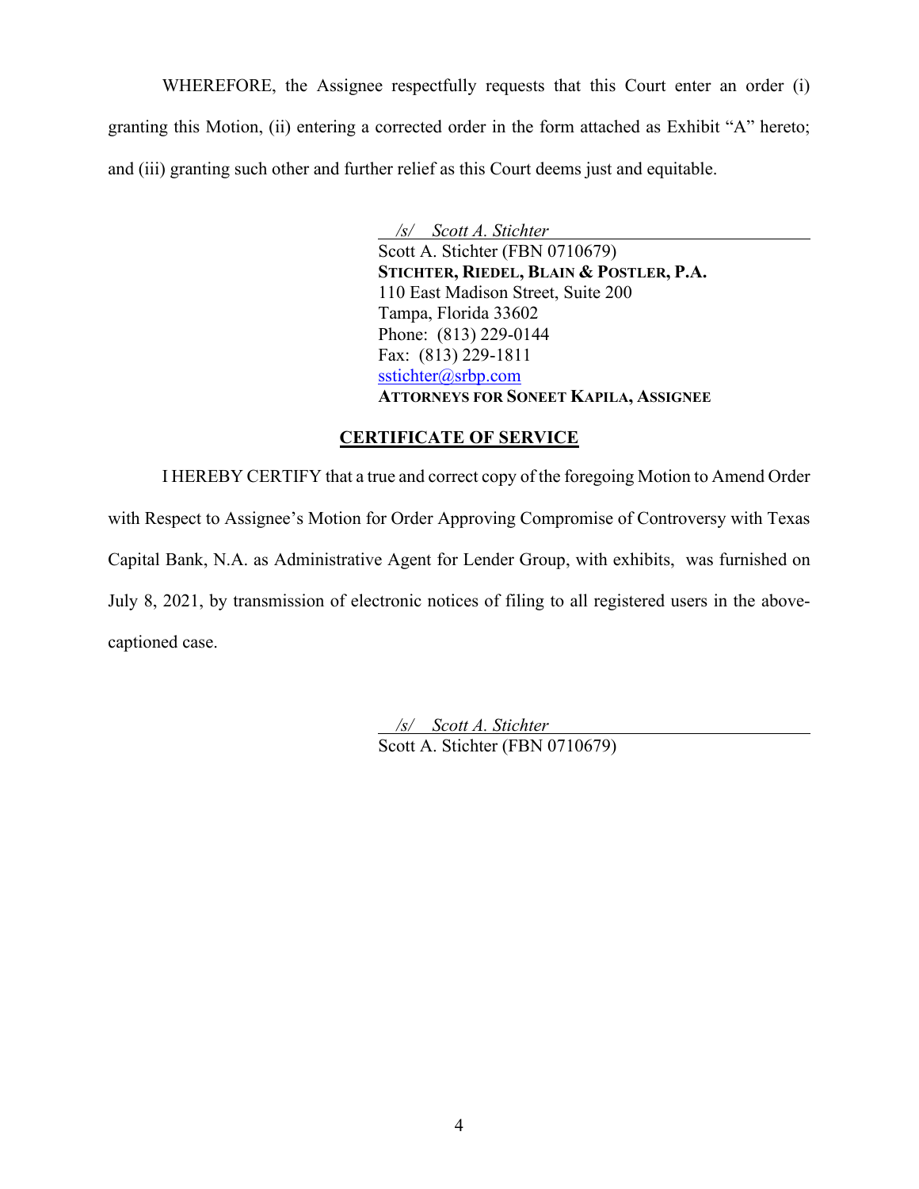WHEREFORE, the Assignee respectfully requests that this Court enter an order (i) granting this Motion, (ii) entering a corrected order in the form attached as Exhibit "A" hereto; and (iii) granting such other and further relief as this Court deems just and equitable.

*/s/ Scott A. Stichter*
Scott A. Stichter (FBN 0710679)
**STICHTER, RIEDEL, BLAIN & POSTLER, P.A.**
110 East Madison Street, Suite 200
Tampa, Florida 33602
Phone: (813) 229-0144
Fax: (813) 229-1811
sstichter@srbp.com
**ATTORNEYS FOR SONEET KAPILA, ASSIGNEE**

## CERTIFICATE OF SERVICE

I HEREBY CERTIFY that a true and correct copy of the foregoing Motion to Amend Order with Respect to Assignee's Motion for Order Approving Compromise of Controversy with Texas Capital Bank, N.A. as Administrative Agent for Lender Group, with exhibits, was furnished on July 8, 2021, by transmission of electronic notices of filing to all registered users in the above-captioned case.

*/s/ Scott A. Stichter*
Scott A. Stichter (FBN 0710679)